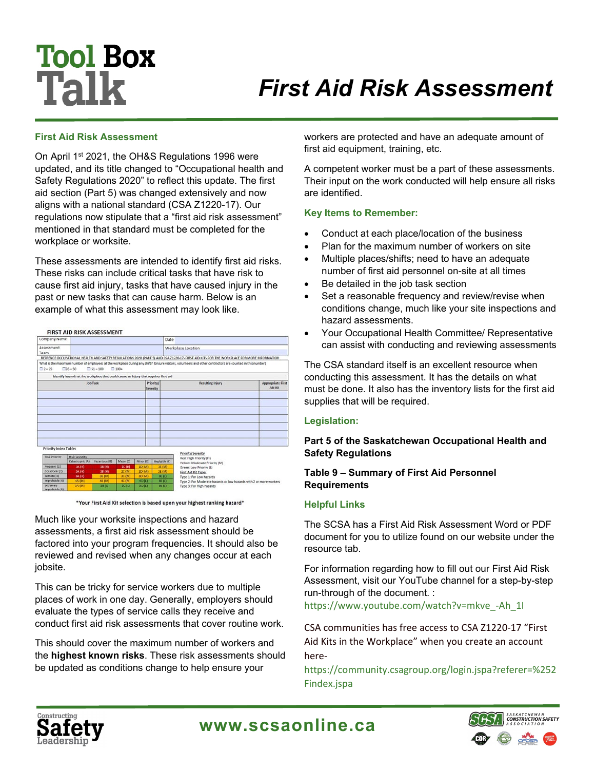# Tool Box Talk

# First Aid Risk Assessment

## First Aid Risk Assessment

On April 1st 2021, the OH&S Regulations 1996 were updated, and its title changed to "Occupational health and Safety Regulations 2020" to reflect this update. The first aid section (Part 5) was changed extensively and now aligns with a national standard (CSA Z1220-17). Our regulations now stipulate that a "first aid risk assessment" mentioned in that standard must be completed for the workplace or worksite.

These assessments are intended to identify first aid risks. These risks can include critical tasks that have risk to cause first aid injury, tasks that have caused injury in the past or new tasks that can cause harm. Below is an example of what this assessment may look like.

FIRST AID RISK ASSESSMENT

| Company Name | | Date | |
|---|---|---|---|
| Assessment Team | | Workplace Location | |

REFERENCE OCCUPATIONAL HEALTH AND SAFETY REGULATIONS 2020 (PART 5) AND CSA Z1220-17- FIRST AID KITS FOR THE WORKPLACE FOR MORE INFORMATION

What is the maximum number of employees at the workplace during any shift? (Ensure visitors, volunteers and other contractors are counted in this number)

☐ 2 – 25 ☐ 26 – 50 ☐ 51 – 100 ☐ 100+

Identify hazards at the workplace that could cause an injury that requires first aid

| Job Task | Priority/ Severity | Resulting Injury | Appropriate First Aid Kit |
|---|---|---|---|
| | | | |
| | | | |
| | | | |
| | | | |
| | | | |
| | | | |
| | | | |
| | | | |

Priority Index Table:

| Risk Priority | Risk Severity | | | | |
|---|---|---|---|---|---|
| | Catastrophic (A) | Hazardous (B) | Major (C) | Minor (D) | Negligible (E) |
| Frequent (1) | 1A (H) | 1B (H) | 1C (H) | 1D (M) | 1E (M) |
| Occasional (2) | 2A (H) | 2B (H) | 2C (M) | 2D (M) | 2E (M) |
| Remote (3) | 3A (H) | 3B (M) | 3C (M) | 3D (M) | 3E (L) |
| Improbable (4) | 4A (M) | 4B (M) | 4C (M) | 4D (L) | 4E (L) |
| Extremely Improbable (5) | 5A (M) | 5B (L) | 5C (L) | 5D (L) | 5E (L) |

Priority/Severity
Red: High Priority (H)
Yellow: Moderate Priority (M)
Green: Low Priority (L)

First Aid Kit Types
Type 1: For Low hazards
Type 2: For Moderate hazards or low hazards with 2 or more workers
Type 3: For High hazards

*Your First Aid Kit selection is based upon your highest ranking hazard*

Much like your worksite inspections and hazard assessments, a first aid risk assessment should be factored into your program frequencies. It should also be reviewed and revised when any changes occur at each jobsite.

This can be tricky for service workers due to multiple places of work in one day. Generally, employers should evaluate the types of service calls they receive and conduct first aid risk assessments that cover routine work.

This should cover the maximum number of workers and the **highest known risks**. These risk assessments should be updated as conditions change to help ensure your workers are protected and have an adequate amount of first aid equipment, training, etc.

A competent worker must be a part of these assessments. Their input on the work conducted will help ensure all risks are identified.

## Key Items to Remember:

- Conduct at each place/location of the business
- Plan for the maximum number of workers on site
- Multiple places/shifts; need to have an adequate number of first aid personnel on-site at all times
- Be detailed in the job task section
- Set a reasonable frequency and review/revise when conditions change, much like your site inspections and hazard assessments.
- Your Occupational Health Committee/ Representative can assist with conducting and reviewing assessments

The CSA standard itself is an excellent resource when conducting this assessment. It has the details on what must be done. It also has the inventory lists for the first aid supplies that will be required.

## Legislation:

**Part 5 of the Saskatchewan Occupational Health and Safety Regulations**

**Table 9 – Summary of First Aid Personnel Requirements**

## Helpful Links

The SCSA has a First Aid Risk Assessment Word or PDF document for you to utilize found on our website under the resource tab.

For information regarding how to fill out our First Aid Risk Assessment, visit our YouTube channel for a step-by-step run-through of the document. : https://www.youtube.com/watch?v=mkve_-Ah_1I

CSA communities has free access to CSA Z1220-17 "First Aid Kits in the Workplace" when you create an account here- https://community.csagroup.org/login.jspa?referer=%252Findex.jspa

www.scsaonline.ca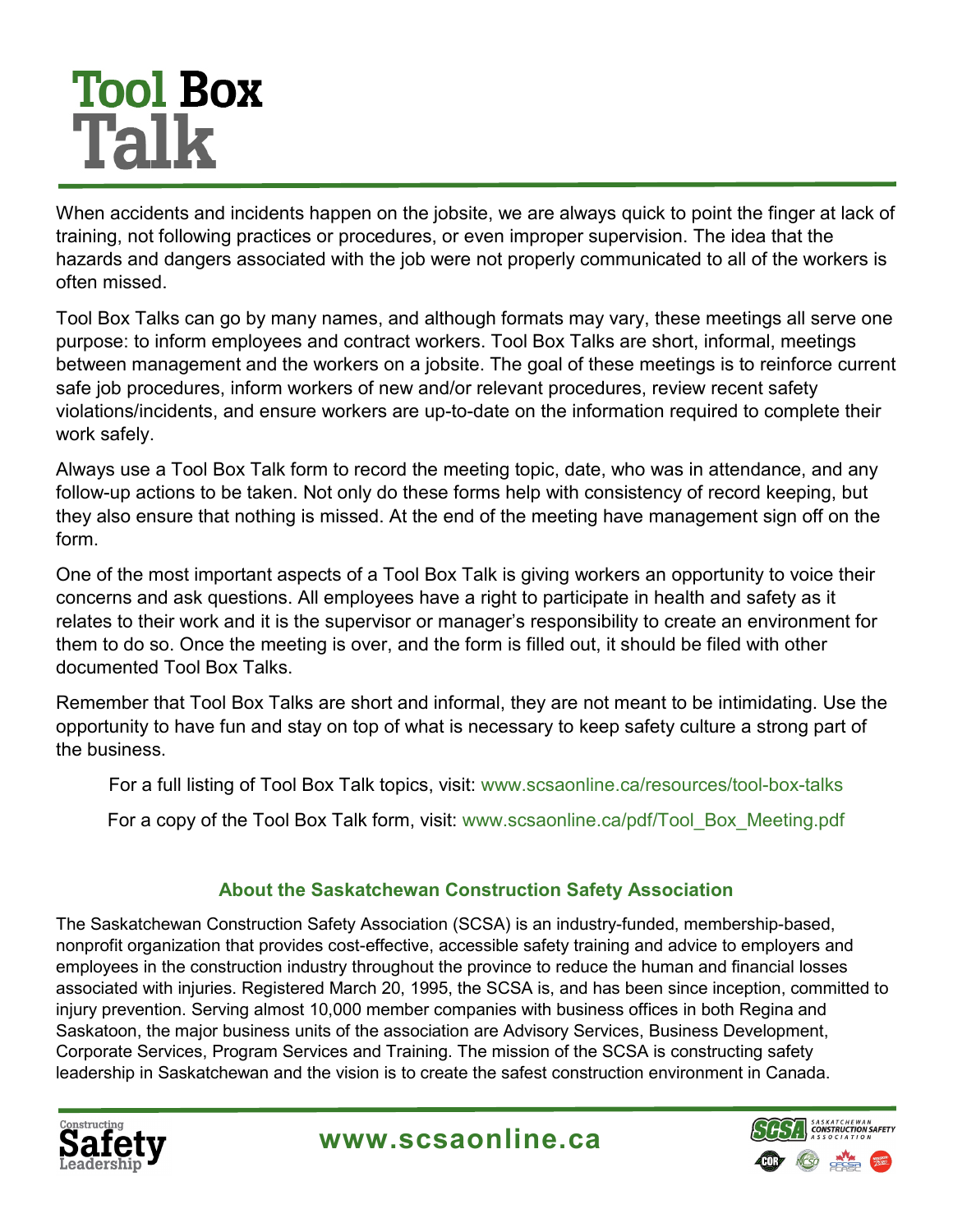# Tool Box Talk

When accidents and incidents happen on the jobsite, we are always quick to point the finger at lack of training, not following practices or procedures, or even improper supervision. The idea that the hazards and dangers associated with the job were not properly communicated to all of the workers is often missed.

Tool Box Talks can go by many names, and although formats may vary, these meetings all serve one purpose: to inform employees and contract workers. Tool Box Talks are short, informal, meetings between management and the workers on a jobsite. The goal of these meetings is to reinforce current safe job procedures, inform workers of new and/or relevant procedures, review recent safety violations/incidents, and ensure workers are up-to-date on the information required to complete their work safely.

Always use a Tool Box Talk form to record the meeting topic, date, who was in attendance, and any follow-up actions to be taken. Not only do these forms help with consistency of record keeping, but they also ensure that nothing is missed. At the end of the meeting have management sign off on the form.

One of the most important aspects of a Tool Box Talk is giving workers an opportunity to voice their concerns and ask questions. All employees have a right to participate in health and safety as it relates to their work and it is the supervisor or manager's responsibility to create an environment for them to do so. Once the meeting is over, and the form is filled out, it should be filed with other documented Tool Box Talks.

Remember that Tool Box Talks are short and informal, they are not meant to be intimidating. Use the opportunity to have fun and stay on top of what is necessary to keep safety culture a strong part of the business.

For a full listing of Tool Box Talk topics, visit: www.scsaonline.ca/resources/tool-box-talks

For a copy of the Tool Box Talk form, visit: www.scsaonline.ca/pdf/Tool_Box_Meeting.pdf

## About the Saskatchewan Construction Safety Association

The Saskatchewan Construction Safety Association (SCSA) is an industry-funded, membership-based, nonprofit organization that provides cost-effective, accessible safety training and advice to employers and employees in the construction industry throughout the province to reduce the human and financial losses associated with injuries. Registered March 20, 1995, the SCSA is, and has been since inception, committed to injury prevention. Serving almost 10,000 member companies with business offices in both Regina and Saskatoon, the major business units of the association are Advisory Services, Business Development, Corporate Services, Program Services and Training. The mission of the SCSA is constructing safety leadership in Saskatchewan and the vision is to create the safest construction environment in Canada.

www.scsaonline.ca